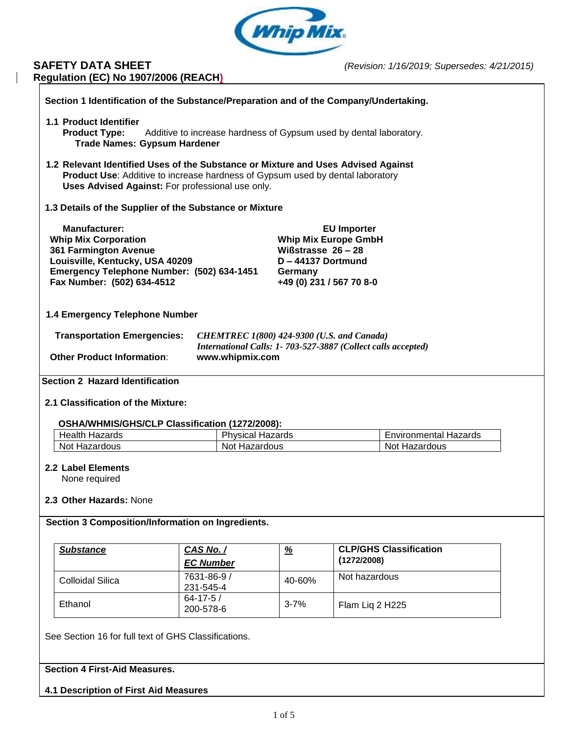# SAFETY DATA SHEET

*(Revision: 1/16/2019; Supersedes: 4/21/2015)*

**Regulation (EC) No 1907/2006 (REACH)**

## Section 1 Identification of the Substance/Preparation and of the Company/Undertaking.

### 1.1 Product Identifier

**Product Type:** Additive to increase hardness of Gypsum used by dental laboratory.

**Trade Names: Gypsum Hardener**

### 1.2 Relevant Identified Uses of the Substance or Mixture and Uses Advised Against

**Product Use**: Additive to increase hardness of Gypsum used by dental laboratory

**Uses Advised Against:** For professional use only.

### 1.3 Details of the Supplier of the Substance or Mixture

**Manufacturer:**
**Whip Mix Corporation**
**361 Farmington Avenue**
**Louisville, Kentucky, USA 40209**
**Emergency Telephone Number: (502) 634-1451**
**Fax Number: (502) 634-4512**

**EU Importer**
**Whip Mix Europe GmbH**
**Wißstrasse 26 – 28**
**D – 44137 Dortmund**
**Germany**
**+49 (0) 231 / 567 70 8-0**

### 1.4 Emergency Telephone Number

**Transportation Emergencies:** *CHEMTREC 1(800) 424-9300 (U.S. and Canada)*
*International Calls: 1- 703-527-3887 (Collect calls accepted)*

**Other Product Information**: **www.whipmix.com**

## Section 2 Hazard Identification

### 2.1 Classification of the Mixture:

**OSHA/WHMIS/GHS/CLP Classification (1272/2008):**

| Health Hazards | Physical Hazards | Environmental Hazards |
|---|---|---|
| Not Hazardous | Not Hazardous | Not Hazardous |

### 2.2 Label Elements

None required

### 2.3 Other Hazards: None

## Section 3 Composition/Information on Ingredients.

| ***Substance*** | ***CAS No. / EC Number*** | ***%*** | **CLP/GHS Classification (1272/2008)** |
|---|---|---|---|
| Colloidal Silica | 7631-86-9 / 231-545-4 | 40-60% | Not hazardous |
| Ethanol | 64-17-5 / 200-578-6 | 3-7% | Flam Liq 2 H225 |

See Section 16 for full text of GHS Classifications.

## Section 4 First-Aid Measures.

### 4.1 Description of First Aid Measures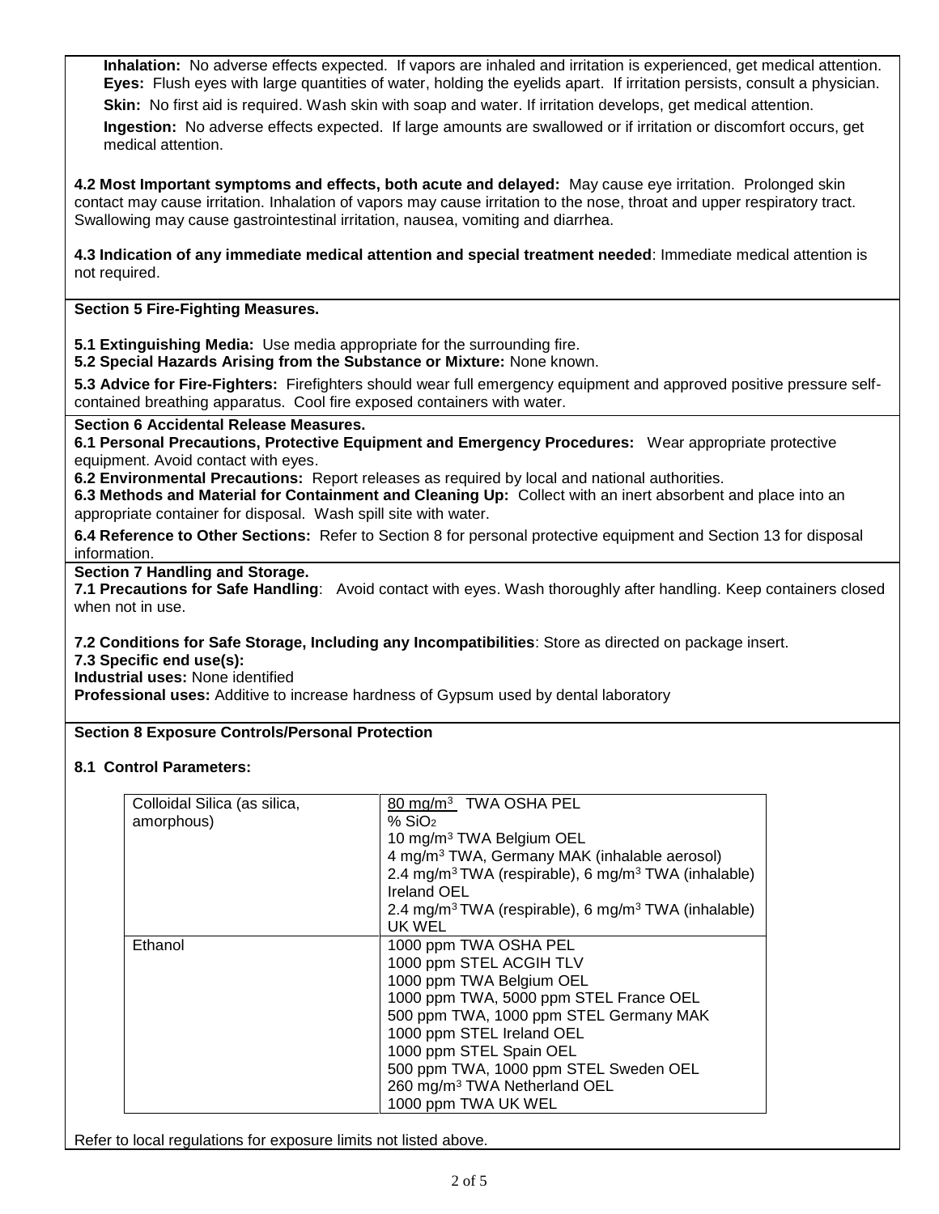**Inhalation:** No adverse effects expected. If vapors are inhaled and irritation is experienced, get medical attention.

**Eyes:** Flush eyes with large quantities of water, holding the eyelids apart. If irritation persists, consult a physician.

**Skin:** No first aid is required. Wash skin with soap and water. If irritation develops, get medical attention.

**Ingestion:** No adverse effects expected. If large amounts are swallowed or if irritation or discomfort occurs, get medical attention.

**4.2 Most Important symptoms and effects, both acute and delayed:** May cause eye irritation. Prolonged skin contact may cause irritation. Inhalation of vapors may cause irritation to the nose, throat and upper respiratory tract. Swallowing may cause gastrointestinal irritation, nausea, vomiting and diarrhea.

**4.3 Indication of any immediate medical attention and special treatment needed**: Immediate medical attention is not required.

## Section 5 Fire-Fighting Measures.

**5.1 Extinguishing Media:** Use media appropriate for the surrounding fire.

**5.2 Special Hazards Arising from the Substance or Mixture:** None known.

**5.3 Advice for Fire-Fighters:** Firefighters should wear full emergency equipment and approved positive pressure self-contained breathing apparatus. Cool fire exposed containers with water.

## Section 6 Accidental Release Measures.

**6.1 Personal Precautions, Protective Equipment and Emergency Procedures:** Wear appropriate protective equipment. Avoid contact with eyes.

**6.2 Environmental Precautions:** Report releases as required by local and national authorities.

**6.3 Methods and Material for Containment and Cleaning Up:** Collect with an inert absorbent and place into an appropriate container for disposal. Wash spill site with water.

**6.4 Reference to Other Sections:** Refer to Section 8 for personal protective equipment and Section 13 for disposal information.

## Section 7 Handling and Storage.

**7.1 Precautions for Safe Handling**: Avoid contact with eyes. Wash thoroughly after handling. Keep containers closed when not in use.

**7.2 Conditions for Safe Storage, Including any Incompatibilities**: Store as directed on package insert.

**7.3 Specific end use(s):**

**Industrial uses:** None identified

**Professional uses:** Additive to increase hardness of Gypsum used by dental laboratory

## Section 8 Exposure Controls/Personal Protection

**8.1 Control Parameters:**

| | |
|---|---|
| Colloidal Silica (as silica, amorphous) | 80 mg/m³ TWA OSHA PEL<br>% $SiO_2$<br>10 mg/m³ TWA Belgium OEL<br>4 mg/m³ TWA, Germany MAK (inhalable aerosol)<br>2.4 mg/m³ TWA (respirable), 6 mg/m³ TWA (inhalable) Ireland OEL<br>2.4 mg/m³ TWA (respirable), 6 mg/m³ TWA (inhalable) UK WEL |
| Ethanol | 1000 ppm TWA OSHA PEL<br>1000 ppm STEL ACGIH TLV<br>1000 ppm TWA Belgium OEL<br>1000 ppm TWA, 5000 ppm STEL France OEL<br>500 ppm TWA, 1000 ppm STEL Germany MAK<br>1000 ppm STEL Ireland OEL<br>1000 ppm STEL Spain OEL<br>500 ppm TWA, 1000 ppm STEL Sweden OEL<br>260 mg/m³ TWA Netherland OEL<br>1000 ppm TWA UK WEL |

Refer to local regulations for exposure limits not listed above.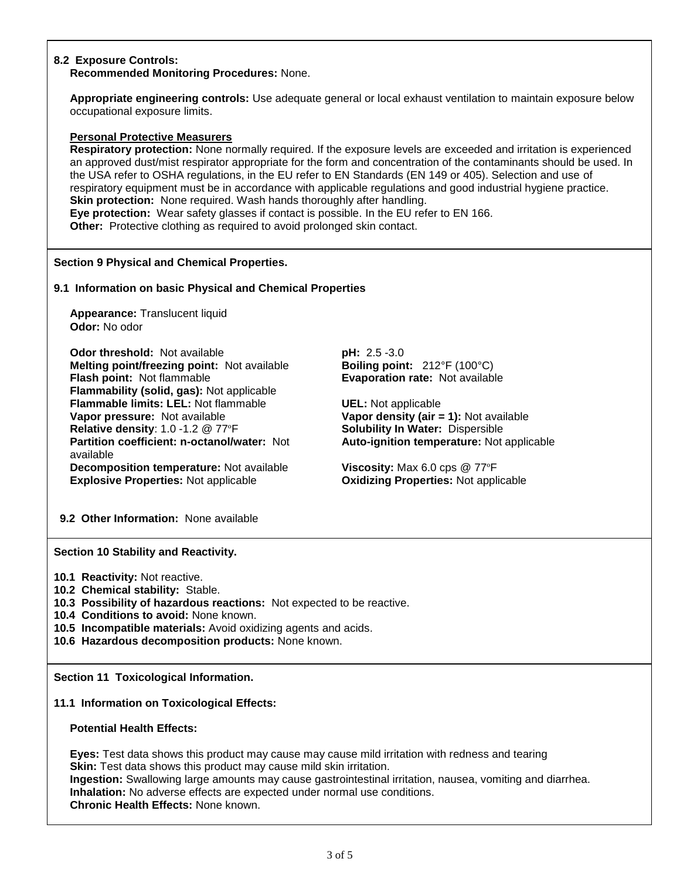**8.2 Exposure Controls:**

**Recommended Monitoring Procedures:** None.

**Appropriate engineering controls:** Use adequate general or local exhaust ventilation to maintain exposure below occupational exposure limits.

**Personal Protective Measurers**

**Respiratory protection:** None normally required. If the exposure levels are exceeded and irritation is experienced an approved dust/mist respirator appropriate for the form and concentration of the contaminants should be used. In the USA refer to OSHA regulations, in the EU refer to EN Standards (EN 149 or 405). Selection and use of respiratory equipment must be in accordance with applicable regulations and good industrial hygiene practice.
**Skin protection:** None required. Wash hands thoroughly after handling.
**Eye protection:** Wear safety glasses if contact is possible. In the EU refer to EN 166.
**Other:** Protective clothing as required to avoid prolonged skin contact.

## Section 9 Physical and Chemical Properties.

### 9.1 Information on basic Physical and Chemical Properties

**Appearance:** Translucent liquid
**Odor:** No odor

**Odor threshold:** Not available
**Melting point/freezing point:** Not available
**Flash point:** Not flammable
**Flammability (solid, gas):** Not applicable
**Flammable limits: LEL:** Not flammable
**Vapor pressure:** Not available
**Relative density**: 1.0 -1.2 @ 77ºF
**Partition coefficient: n-octanol/water:** Not available
**Decomposition temperature:** Not available
**Explosive Properties:** Not applicable

**pH:** 2.5 -3.0
**Boiling point:** 212°F (100°C)
**Evaporation rate:** Not available
**UEL:** Not applicable
**Vapor density (air = 1):** Not available
**Solubility In Water:** Dispersible
**Auto-ignition temperature:** Not applicable
**Viscosity:** Max 6.0 cps @ 77ºF
**Oxidizing Properties:** Not applicable

### 9.2 Other Information: None available

## Section 10 Stability and Reactivity.

**10.1 Reactivity:** Not reactive.
**10.2 Chemical stability:** Stable.
**10.3 Possibility of hazardous reactions:** Not expected to be reactive.
**10.4 Conditions to avoid:** None known.
**10.5 Incompatible materials:** Avoid oxidizing agents and acids.
**10.6 Hazardous decomposition products:** None known.

## Section 11 Toxicological Information.

### 11.1 Information on Toxicological Effects:

**Potential Health Effects:**

**Eyes:** Test data shows this product may cause may cause mild irritation with redness and tearing
**Skin:** Test data shows this product may cause mild skin irritation.
**Ingestion:** Swallowing large amounts may cause gastrointestinal irritation, nausea, vomiting and diarrhea.
**Inhalation:** No adverse effects are expected under normal use conditions.
**Chronic Health Effects:** None known.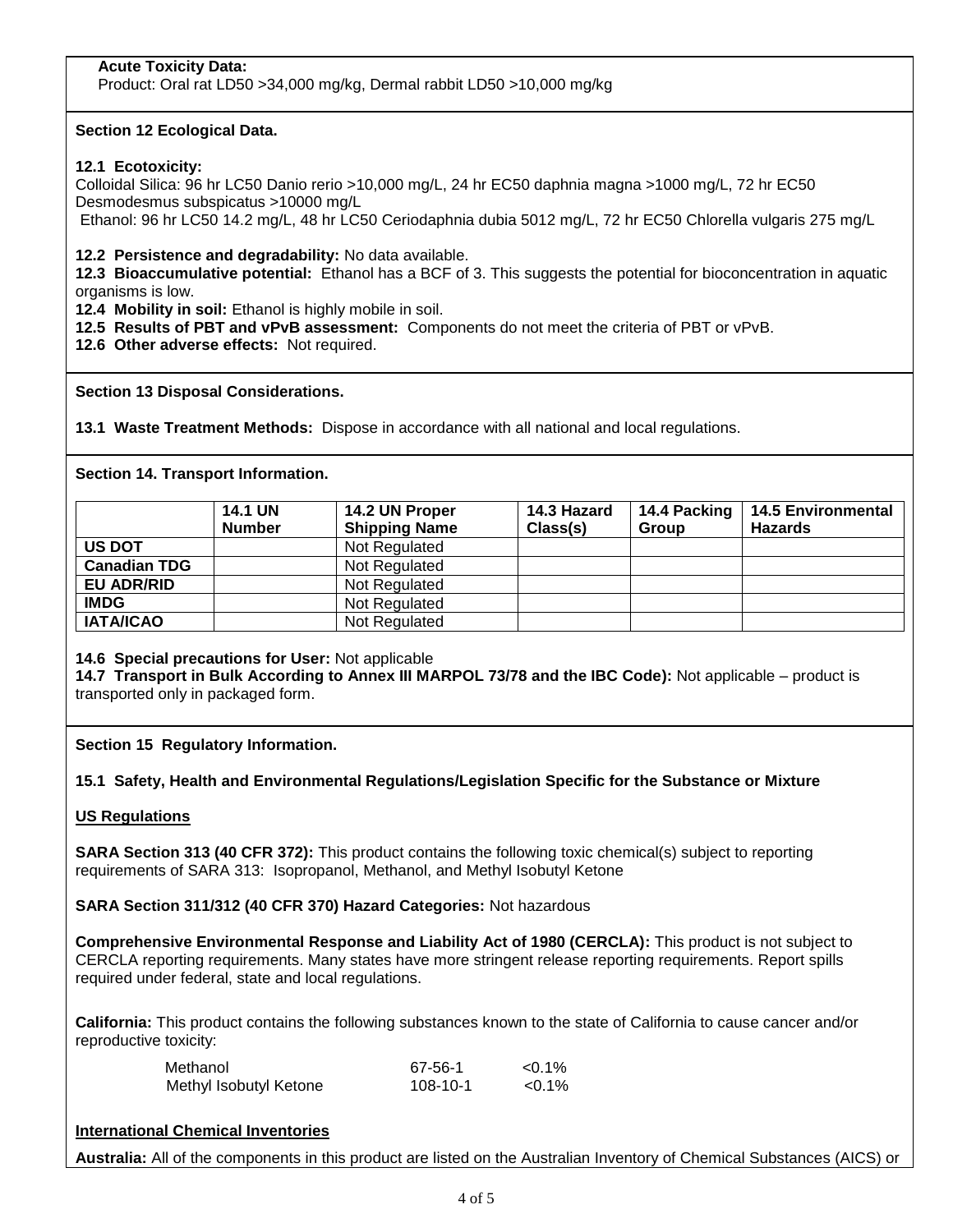**Acute Toxicity Data:**
Product: Oral rat LD50 >34,000 mg/kg, Dermal rabbit LD50 >10,000 mg/kg

**Section 12 Ecological Data.**

**12.1 Ecotoxicity:**
Colloidal Silica: 96 hr LC50 Danio rerio >10,000 mg/L, 24 hr EC50 daphnia magna >1000 mg/L, 72 hr EC50 Desmodesmus subspicatus >10000 mg/L
Ethanol: 96 hr LC50 14.2 mg/L, 48 hr LC50 Ceriodaphnia dubia 5012 mg/L, 72 hr EC50 Chlorella vulgaris 275 mg/L

**12.2 Persistence and degradability:** No data available.
**12.3 Bioaccumulative potential:** Ethanol has a BCF of 3. This suggests the potential for bioconcentration in aquatic organisms is low.
**12.4 Mobility in soil:** Ethanol is highly mobile in soil.
**12.5 Results of PBT and vPvB assessment:** Components do not meet the criteria of PBT or vPvB.
**12.6 Other adverse effects:** Not required.

**Section 13 Disposal Considerations.**

**13.1 Waste Treatment Methods:** Dispose in accordance with all national and local regulations.

**Section 14. Transport Information.**

| | 14.1 UN Number | 14.2 UN Proper Shipping Name | 14.3 Hazard Class(s) | 14.4 Packing Group | 14.5 Environmental Hazards |
|---|---|---|---|---|---|
| US DOT | | Not Regulated | | | |
| Canadian TDG | | Not Regulated | | | |
| EU ADR/RID | | Not Regulated | | | |
| IMDG | | Not Regulated | | | |
| IATA/ICAO | | Not Regulated | | | |

**14.6 Special precautions for User:** Not applicable
**14.7 Transport in Bulk According to Annex III MARPOL 73/78 and the IBC Code):** Not applicable – product is transported only in packaged form.

**Section 15 Regulatory Information.**

**15.1 Safety, Health and Environmental Regulations/Legislation Specific for the Substance or Mixture**

**US Regulations**

**SARA Section 313 (40 CFR 372):** This product contains the following toxic chemical(s) subject to reporting requirements of SARA 313: Isopropanol, Methanol, and Methyl Isobutyl Ketone

**SARA Section 311/312 (40 CFR 370) Hazard Categories:** Not hazardous

**Comprehensive Environmental Response and Liability Act of 1980 (CERCLA):** This product is not subject to CERCLA reporting requirements. Many states have more stringent release reporting requirements. Report spills required under federal, state and local regulations.

**California:** This product contains the following substances known to the state of California to cause cancer and/or reproductive toxicity:

| | | |
|---|---|---|
| Methanol | 67-56-1 | <0.1% |
| Methyl Isobutyl Ketone | 108-10-1 | <0.1% |

**International Chemical Inventories**

**Australia:** All of the components in this product are listed on the Australian Inventory of Chemical Substances (AICS) or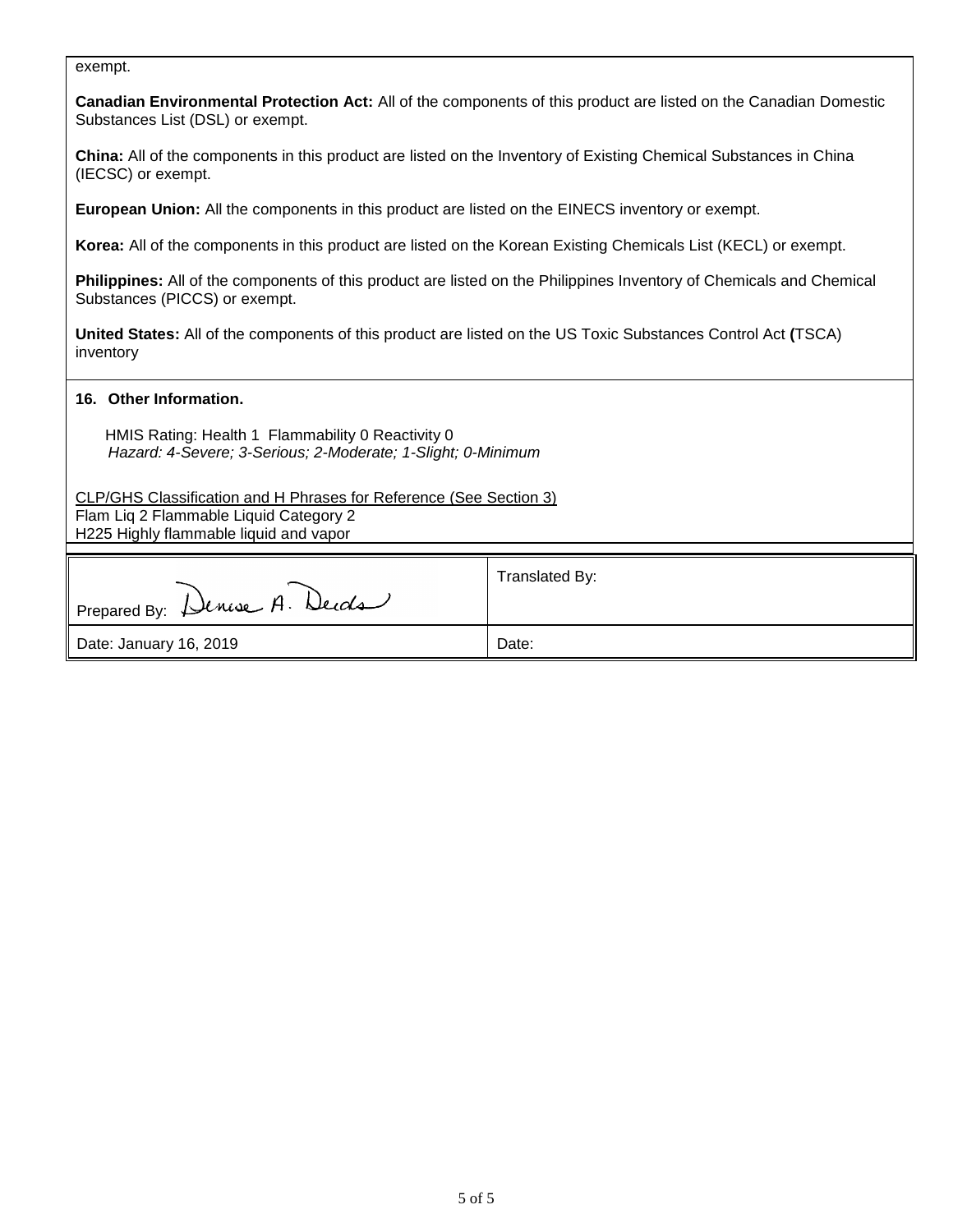exempt.

**Canadian Environmental Protection Act:** All of the components of this product are listed on the Canadian Domestic Substances List (DSL) or exempt.

**China:** All of the components in this product are listed on the Inventory of Existing Chemical Substances in China (IECSC) or exempt.

**European Union:** All the components in this product are listed on the EINECS inventory or exempt.

**Korea:** All of the components in this product are listed on the Korean Existing Chemicals List (KECL) or exempt.

**Philippines:** All of the components of this product are listed on the Philippines Inventory of Chemicals and Chemical Substances (PICCS) or exempt.

**United States:** All of the components of this product are listed on the US Toxic Substances Control Act **(**TSCA) inventory

## 16. Other Information.

HMIS Rating: Health 1 Flammability 0 Reactivity 0
*Hazard: 4-Severe; 3-Serious; 2-Moderate; 1-Slight; 0-Minimum*

CLP/GHS Classification and H Phrases for Reference (See Section 3)
Flam Liq 2 Flammable Liquid Category 2
H225 Highly flammable liquid and vapor

| | |
|---|---|
| Prepared By: Denise A. Deeds | Translated By: |
| Date: January 16, 2019 | Date: |